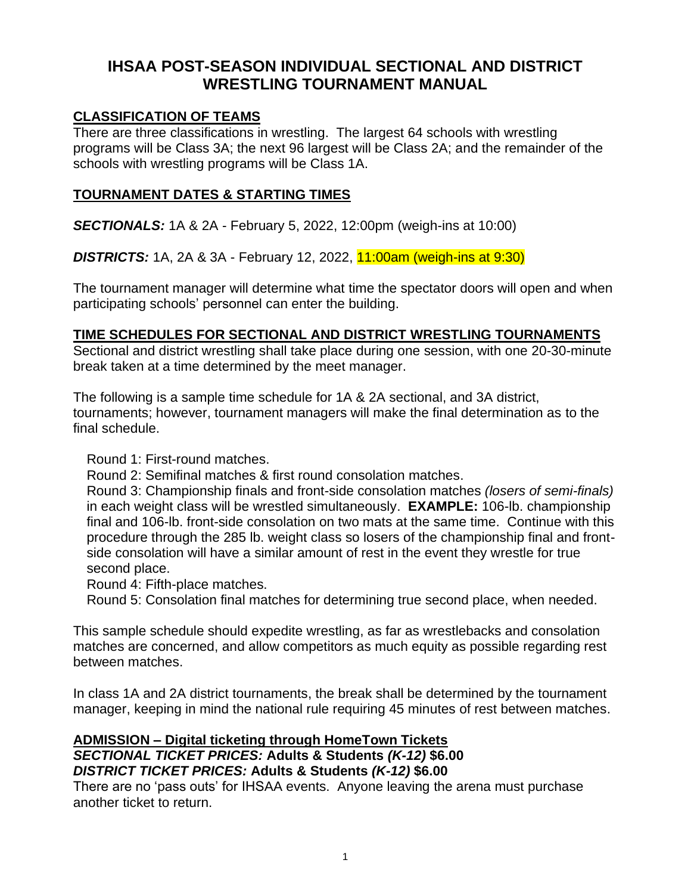# IHSAA POST-SEASON INDIVIDUAL SECTIONAL AND DISTRICT WRESTLING TOURNAMENT MANUAL

## CLASSIFICATION OF TEAMS

There are three classifications in wrestling. The largest 64 schools with wrestling programs will be Class 3A; the next 96 largest will be Class 2A; and the remainder of the schools with wrestling programs will be Class 1A.

## TOURNAMENT DATES & STARTING TIMES

***SECTIONALS:*** 1A & 2A - February 5, 2022, 12:00pm (weigh-ins at 10:00)

***DISTRICTS:*** 1A, 2A & 3A - February 12, 2022, 11:00am (weigh-ins at 9:30)

The tournament manager will determine what time the spectator doors will open and when participating schools' personnel can enter the building.

## TIME SCHEDULES FOR SECTIONAL AND DISTRICT WRESTLING TOURNAMENTS

Sectional and district wrestling shall take place during one session, with one 20-30-minute break taken at a time determined by the meet manager.

The following is a sample time schedule for 1A & 2A sectional, and 3A district, tournaments; however, tournament managers will make the final determination as to the final schedule.

Round 1: First-round matches.
Round 2: Semifinal matches & first round consolation matches.
Round 3: Championship finals and front-side consolation matches *(losers of semi-finals)* in each weight class will be wrestled simultaneously. **EXAMPLE:** 106-lb. championship final and 106-lb. front-side consolation on two mats at the same time. Continue with this procedure through the 285 lb. weight class so losers of the championship final and front-side consolation will have a similar amount of rest in the event they wrestle for true second place.
Round 4: Fifth-place matches.
Round 5: Consolation final matches for determining true second place, when needed.

This sample schedule should expedite wrestling, as far as wrestlebacks and consolation matches are concerned, and allow competitors as much equity as possible regarding rest between matches.

In class 1A and 2A district tournaments, the break shall be determined by the tournament manager, keeping in mind the national rule requiring 45 minutes of rest between matches.

## ADMISSION – Digital ticketing through HomeTown Tickets

***SECTIONAL TICKET PRICES:*** **Adults & Students *(K-12)* $6.00**
***DISTRICT TICKET PRICES:*** **Adults & Students *(K-12)* $6.00**

There are no 'pass outs' for IHSAA events. Anyone leaving the arena must purchase another ticket to return.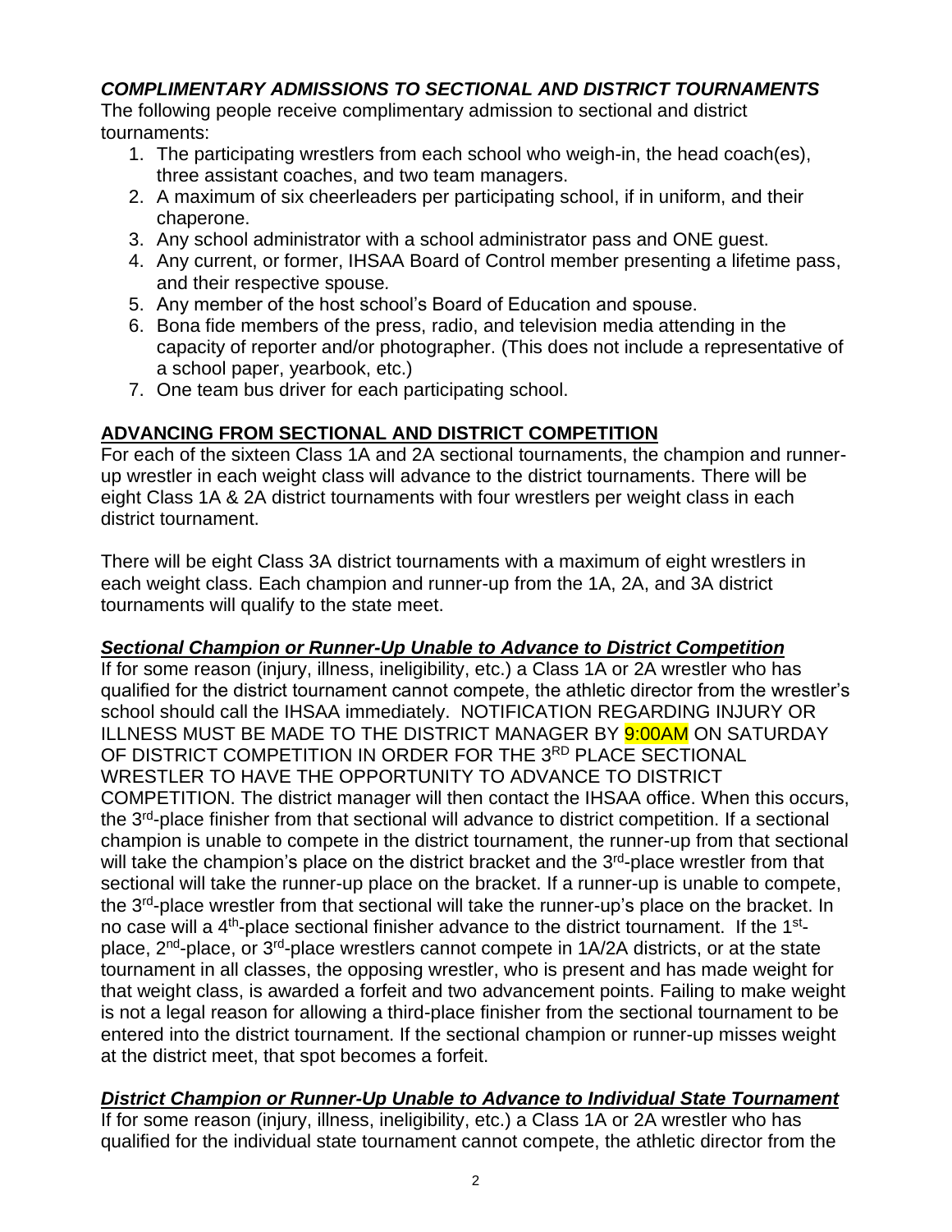### *COMPLIMENTARY ADMISSIONS TO SECTIONAL AND DISTRICT TOURNAMENTS*

The following people receive complimentary admission to sectional and district tournaments:

1. The participating wrestlers from each school who weigh-in, the head coach(es), three assistant coaches, and two team managers.
2. A maximum of six cheerleaders per participating school, if in uniform, and their chaperone.
3. Any school administrator with a school administrator pass and ONE guest.
4. Any current, or former, IHSAA Board of Control member presenting a lifetime pass, and their respective spouse.
5. Any member of the host school's Board of Education and spouse.
6. Bona fide members of the press, radio, and television media attending in the capacity of reporter and/or photographer. (This does not include a representative of a school paper, yearbook, etc.)
7. One team bus driver for each participating school.

## ADVANCING FROM SECTIONAL AND DISTRICT COMPETITION

For each of the sixteen Class 1A and 2A sectional tournaments, the champion and runner-up wrestler in each weight class will advance to the district tournaments. There will be eight Class 1A & 2A district tournaments with four wrestlers per weight class in each district tournament.

There will be eight Class 3A district tournaments with a maximum of eight wrestlers in each weight class. Each champion and runner-up from the 1A, 2A, and 3A district tournaments will qualify to the state meet.

### ***Sectional Champion or Runner-Up Unable to Advance to District Competition***

If for some reason (injury, illness, ineligibility, etc.) a Class 1A or 2A wrestler who has qualified for the district tournament cannot compete, the athletic director from the wrestler's school should call the IHSAA immediately. NOTIFICATION REGARDING INJURY OR ILLNESS MUST BE MADE TO THE DISTRICT MANAGER BY 9:00AM ON SATURDAY OF DISTRICT COMPETITION IN ORDER FOR THE 3RD PLACE SECTIONAL WRESTLER TO HAVE THE OPPORTUNITY TO ADVANCE TO DISTRICT COMPETITION. The district manager will then contact the IHSAA office. When this occurs, the 3rd-place finisher from that sectional will advance to district competition. If a sectional champion is unable to compete in the district tournament, the runner-up from that sectional will take the champion's place on the district bracket and the 3rd-place wrestler from that sectional will take the runner-up place on the bracket. If a runner-up is unable to compete, the 3rd-place wrestler from that sectional will take the runner-up's place on the bracket. In no case will a 4th-place sectional finisher advance to the district tournament. If the 1st-place, 2nd-place, or 3rd-place wrestlers cannot compete in 1A/2A districts, or at the state tournament in all classes, the opposing wrestler, who is present and has made weight for that weight class, is awarded a forfeit and two advancement points. Failing to make weight is not a legal reason for allowing a third-place finisher from the sectional tournament to be entered into the district tournament. If the sectional champion or runner-up misses weight at the district meet, that spot becomes a forfeit.

### ***District Champion or Runner-Up Unable to Advance to Individual State Tournament***

If for some reason (injury, illness, ineligibility, etc.) a Class 1A or 2A wrestler who has qualified for the individual state tournament cannot compete, the athletic director from the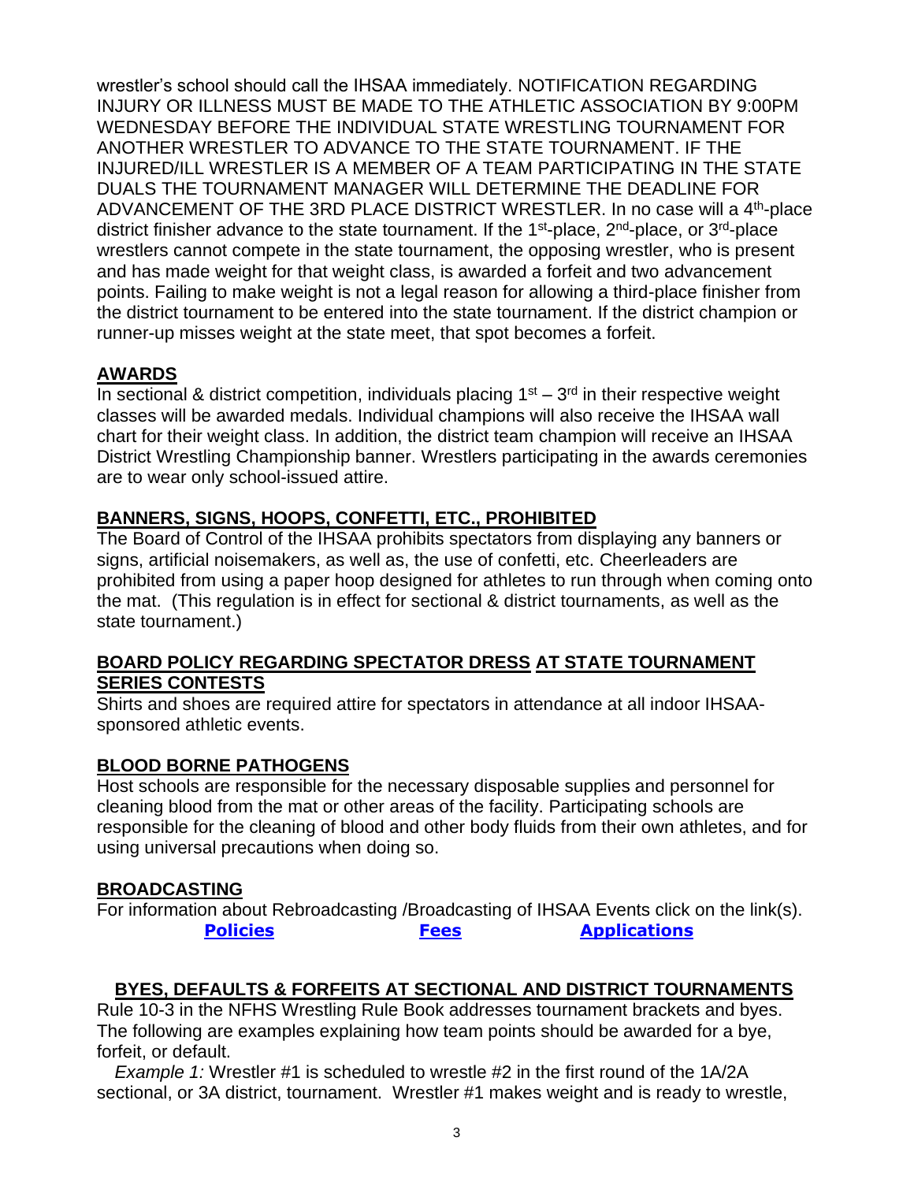wrestler's school should call the IHSAA immediately. NOTIFICATION REGARDING INJURY OR ILLNESS MUST BE MADE TO THE ATHLETIC ASSOCIATION BY 9:00PM WEDNESDAY BEFORE THE INDIVIDUAL STATE WRESTLING TOURNAMENT FOR ANOTHER WRESTLER TO ADVANCE TO THE STATE TOURNAMENT. IF THE INJURED/ILL WRESTLER IS A MEMBER OF A TEAM PARTICIPATING IN THE STATE DUALS THE TOURNAMENT MANAGER WILL DETERMINE THE DEADLINE FOR ADVANCEMENT OF THE 3RD PLACE DISTRICT WRESTLER. In no case will a 4th-place district finisher advance to the state tournament. If the 1st-place, 2nd-place, or 3rd-place wrestlers cannot compete in the state tournament, the opposing wrestler, who is present and has made weight for that weight class, is awarded a forfeit and two advancement points. Failing to make weight is not a legal reason for allowing a third-place finisher from the district tournament to be entered into the state tournament. If the district champion or runner-up misses weight at the state meet, that spot becomes a forfeit.

## AWARDS

In sectional & district competition, individuals placing 1st – 3rd in their respective weight classes will be awarded medals. Individual champions will also receive the IHSAA wall chart for their weight class. In addition, the district team champion will receive an IHSAA District Wrestling Championship banner. Wrestlers participating in the awards ceremonies are to wear only school-issued attire.

## BANNERS, SIGNS, HOOPS, CONFETTI, ETC., PROHIBITED

The Board of Control of the IHSAA prohibits spectators from displaying any banners or signs, artificial noisemakers, as well as, the use of confetti, etc. Cheerleaders are prohibited from using a paper hoop designed for athletes to run through when coming onto the mat. (This regulation is in effect for sectional & district tournaments, as well as the state tournament.)

## BOARD POLICY REGARDING SPECTATOR DRESS AT STATE TOURNAMENT SERIES CONTESTS

Shirts and shoes are required attire for spectators in attendance at all indoor IHSAA-sponsored athletic events.

## BLOOD BORNE PATHOGENS

Host schools are responsible for the necessary disposable supplies and personnel for cleaning blood from the mat or other areas of the facility. Participating schools are responsible for the cleaning of blood and other body fluids from their own athletes, and for using universal precautions when doing so.

## BROADCASTING

For information about Rebroadcasting /Broadcasting of IHSAA Events click on the link(s).

**Policies** **Fees** **Applications**

## BYES, DEFAULTS & FORFEITS AT SECTIONAL AND DISTRICT TOURNAMENTS

Rule 10-3 in the NFHS Wrestling Rule Book addresses tournament brackets and byes. The following are examples explaining how team points should be awarded for a bye, forfeit, or default.

*Example 1:* Wrestler #1 is scheduled to wrestle #2 in the first round of the 1A/2A sectional, or 3A district, tournament. Wrestler #1 makes weight and is ready to wrestle,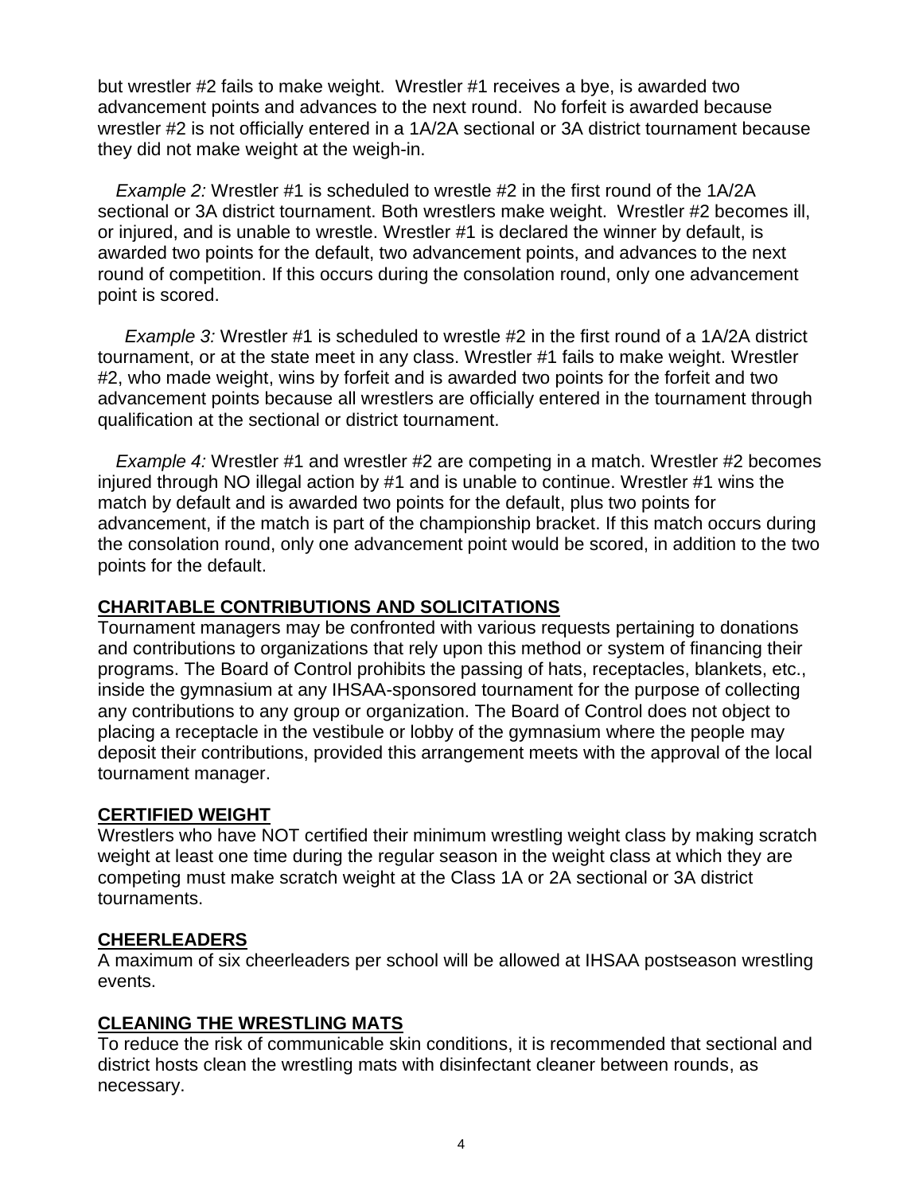but wrestler #2 fails to make weight. Wrestler #1 receives a bye, is awarded two advancement points and advances to the next round. No forfeit is awarded because wrestler #2 is not officially entered in a 1A/2A sectional or 3A district tournament because they did not make weight at the weigh-in.

*Example 2:* Wrestler #1 is scheduled to wrestle #2 in the first round of the 1A/2A sectional or 3A district tournament. Both wrestlers make weight. Wrestler #2 becomes ill, or injured, and is unable to wrestle. Wrestler #1 is declared the winner by default, is awarded two points for the default, two advancement points, and advances to the next round of competition. If this occurs during the consolation round, only one advancement point is scored.

*Example 3:* Wrestler #1 is scheduled to wrestle #2 in the first round of a 1A/2A district tournament, or at the state meet in any class. Wrestler #1 fails to make weight. Wrestler #2, who made weight, wins by forfeit and is awarded two points for the forfeit and two advancement points because all wrestlers are officially entered in the tournament through qualification at the sectional or district tournament.

*Example 4:* Wrestler #1 and wrestler #2 are competing in a match. Wrestler #2 becomes injured through NO illegal action by #1 and is unable to continue. Wrestler #1 wins the match by default and is awarded two points for the default, plus two points for advancement, if the match is part of the championship bracket. If this match occurs during the consolation round, only one advancement point would be scored, in addition to the two points for the default.

## CHARITABLE CONTRIBUTIONS AND SOLICITATIONS

Tournament managers may be confronted with various requests pertaining to donations and contributions to organizations that rely upon this method or system of financing their programs. The Board of Control prohibits the passing of hats, receptacles, blankets, etc., inside the gymnasium at any IHSAA-sponsored tournament for the purpose of collecting any contributions to any group or organization. The Board of Control does not object to placing a receptacle in the vestibule or lobby of the gymnasium where the people may deposit their contributions, provided this arrangement meets with the approval of the local tournament manager.

## CERTIFIED WEIGHT

Wrestlers who have NOT certified their minimum wrestling weight class by making scratch weight at least one time during the regular season in the weight class at which they are competing must make scratch weight at the Class 1A or 2A sectional or 3A district tournaments.

## CHEERLEADERS

A maximum of six cheerleaders per school will be allowed at IHSAA postseason wrestling events.

## CLEANING THE WRESTLING MATS

To reduce the risk of communicable skin conditions, it is recommended that sectional and district hosts clean the wrestling mats with disinfectant cleaner between rounds, as necessary.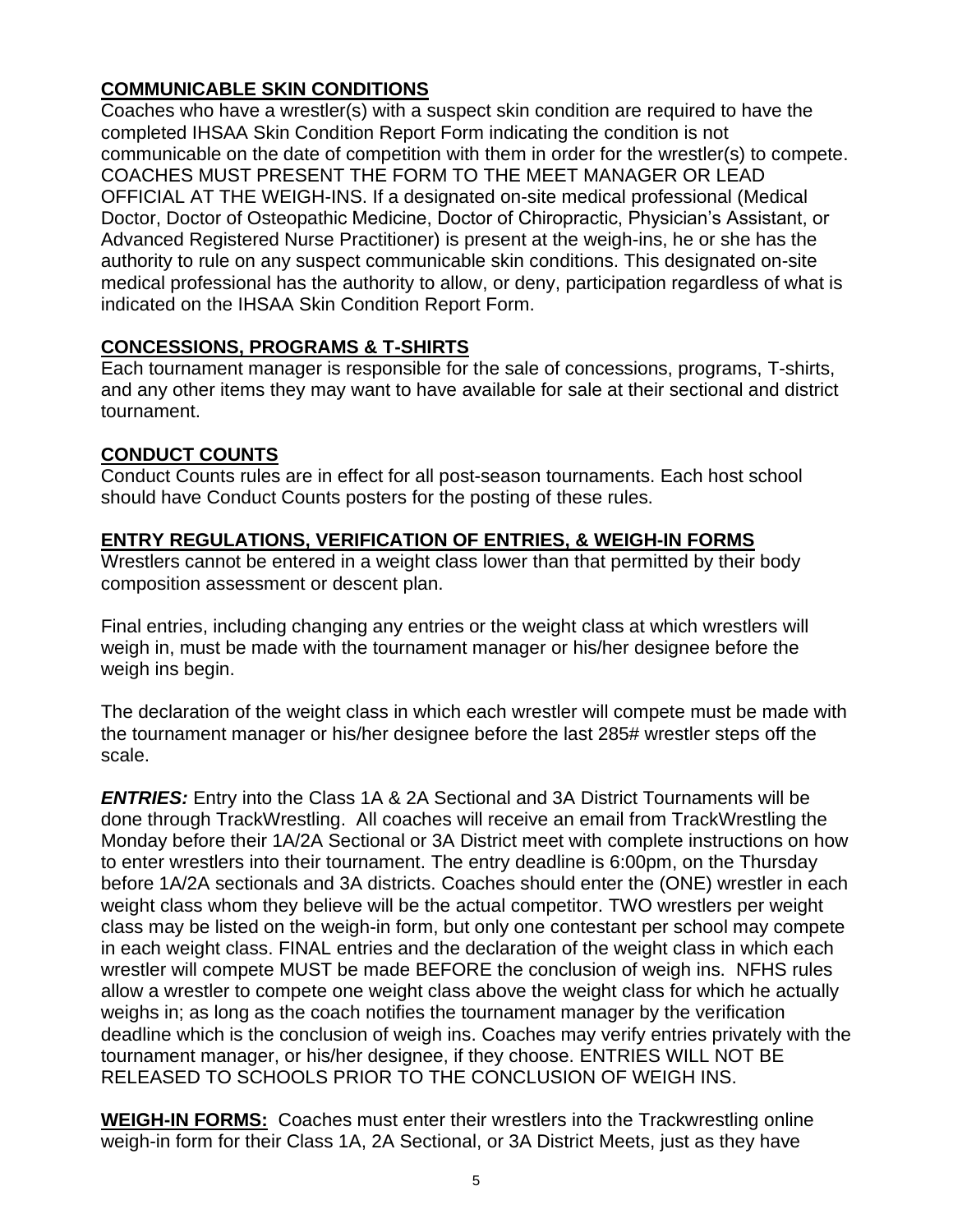## COMMUNICABLE SKIN CONDITIONS

Coaches who have a wrestler(s) with a suspect skin condition are required to have the completed IHSAA Skin Condition Report Form indicating the condition is not communicable on the date of competition with them in order for the wrestler(s) to compete. COACHES MUST PRESENT THE FORM TO THE MEET MANAGER OR LEAD OFFICIAL AT THE WEIGH-INS. If a designated on-site medical professional (Medical Doctor, Doctor of Osteopathic Medicine, Doctor of Chiropractic, Physician's Assistant, or Advanced Registered Nurse Practitioner) is present at the weigh-ins, he or she has the authority to rule on any suspect communicable skin conditions. This designated on-site medical professional has the authority to allow, or deny, participation regardless of what is indicated on the IHSAA Skin Condition Report Form.

## CONCESSIONS, PROGRAMS & T-SHIRTS

Each tournament manager is responsible for the sale of concessions, programs, T-shirts, and any other items they may want to have available for sale at their sectional and district tournament.

## CONDUCT COUNTS

Conduct Counts rules are in effect for all post-season tournaments. Each host school should have Conduct Counts posters for the posting of these rules.

## ENTRY REGULATIONS, VERIFICATION OF ENTRIES, & WEIGH-IN FORMS

Wrestlers cannot be entered in a weight class lower than that permitted by their body composition assessment or descent plan.

Final entries, including changing any entries or the weight class at which wrestlers will weigh in, must be made with the tournament manager or his/her designee before the weigh ins begin.

The declaration of the weight class in which each wrestler will compete must be made with the tournament manager or his/her designee before the last 285# wrestler steps off the scale.

***ENTRIES:*** Entry into the Class 1A & 2A Sectional and 3A District Tournaments will be done through TrackWrestling. All coaches will receive an email from TrackWrestling the Monday before their 1A/2A Sectional or 3A District meet with complete instructions on how to enter wrestlers into their tournament. The entry deadline is 6:00pm, on the Thursday before 1A/2A sectionals and 3A districts. Coaches should enter the (ONE) wrestler in each weight class whom they believe will be the actual competitor. TWO wrestlers per weight class may be listed on the weigh-in form, but only one contestant per school may compete in each weight class. FINAL entries and the declaration of the weight class in which each wrestler will compete MUST be made BEFORE the conclusion of weigh ins. NFHS rules allow a wrestler to compete one weight class above the weight class for which he actually weighs in; as long as the coach notifies the tournament manager by the verification deadline which is the conclusion of weigh ins. Coaches may verify entries privately with the tournament manager, or his/her designee, if they choose. ENTRIES WILL NOT BE RELEASED TO SCHOOLS PRIOR TO THE CONCLUSION OF WEIGH INS.

**WEIGH-IN FORMS:** Coaches must enter their wrestlers into the Trackwrestling online weigh-in form for their Class 1A, 2A Sectional, or 3A District Meets, just as they have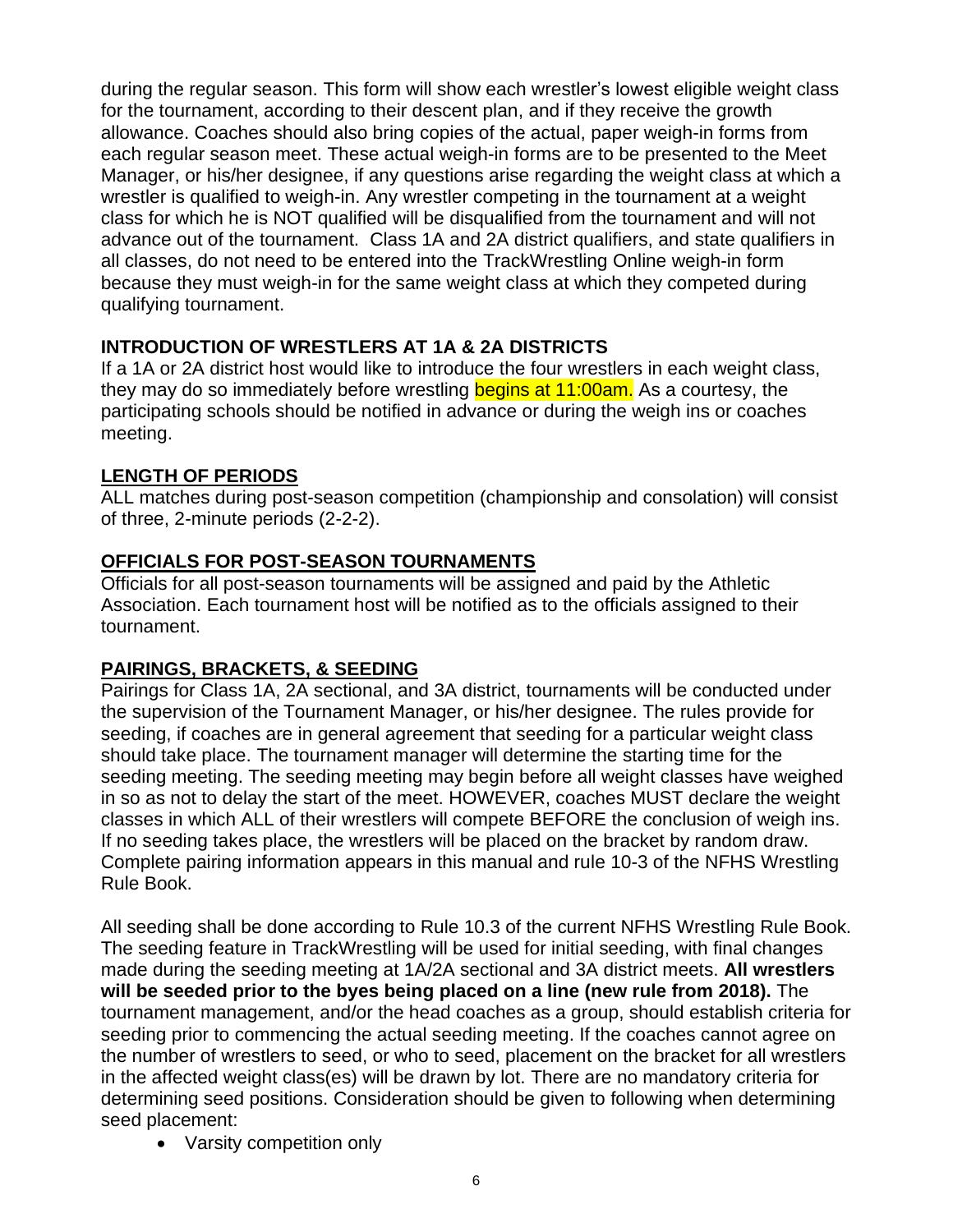during the regular season. This form will show each wrestler's lowest eligible weight class for the tournament, according to their descent plan, and if they receive the growth allowance. Coaches should also bring copies of the actual, paper weigh-in forms from each regular season meet. These actual weigh-in forms are to be presented to the Meet Manager, or his/her designee, if any questions arise regarding the weight class at which a wrestler is qualified to weigh-in. Any wrestler competing in the tournament at a weight class for which he is NOT qualified will be disqualified from the tournament and will not advance out of the tournament. Class 1A and 2A district qualifiers, and state qualifiers in all classes, do not need to be entered into the TrackWrestling Online weigh-in form because they must weigh-in for the same weight class at which they competed during qualifying tournament.

## INTRODUCTION OF WRESTLERS AT 1A & 2A DISTRICTS

If a 1A or 2A district host would like to introduce the four wrestlers in each weight class, they may do so immediately before wrestling begins at 11:00am. As a courtesy, the participating schools should be notified in advance or during the weigh ins or coaches meeting.

## LENGTH OF PERIODS

ALL matches during post-season competition (championship and consolation) will consist of three, 2-minute periods (2-2-2).

## OFFICIALS FOR POST-SEASON TOURNAMENTS

Officials for all post-season tournaments will be assigned and paid by the Athletic Association. Each tournament host will be notified as to the officials assigned to their tournament.

## PAIRINGS, BRACKETS, & SEEDING

Pairings for Class 1A, 2A sectional, and 3A district, tournaments will be conducted under the supervision of the Tournament Manager, or his/her designee. The rules provide for seeding, if coaches are in general agreement that seeding for a particular weight class should take place. The tournament manager will determine the starting time for the seeding meeting. The seeding meeting may begin before all weight classes have weighed in so as not to delay the start of the meet. HOWEVER, coaches MUST declare the weight classes in which ALL of their wrestlers will compete BEFORE the conclusion of weigh ins. If no seeding takes place, the wrestlers will be placed on the bracket by random draw. Complete pairing information appears in this manual and rule 10-3 of the NFHS Wrestling Rule Book.

All seeding shall be done according to Rule 10.3 of the current NFHS Wrestling Rule Book. The seeding feature in TrackWrestling will be used for initial seeding, with final changes made during the seeding meeting at 1A/2A sectional and 3A district meets. **All wrestlers will be seeded prior to the byes being placed on a line (new rule from 2018).** The tournament management, and/or the head coaches as a group, should establish criteria for seeding prior to commencing the actual seeding meeting. If the coaches cannot agree on the number of wrestlers to seed, or who to seed, placement on the bracket for all wrestlers in the affected weight class(es) will be drawn by lot. There are no mandatory criteria for determining seed positions. Consideration should be given to following when determining seed placement:

- Varsity competition only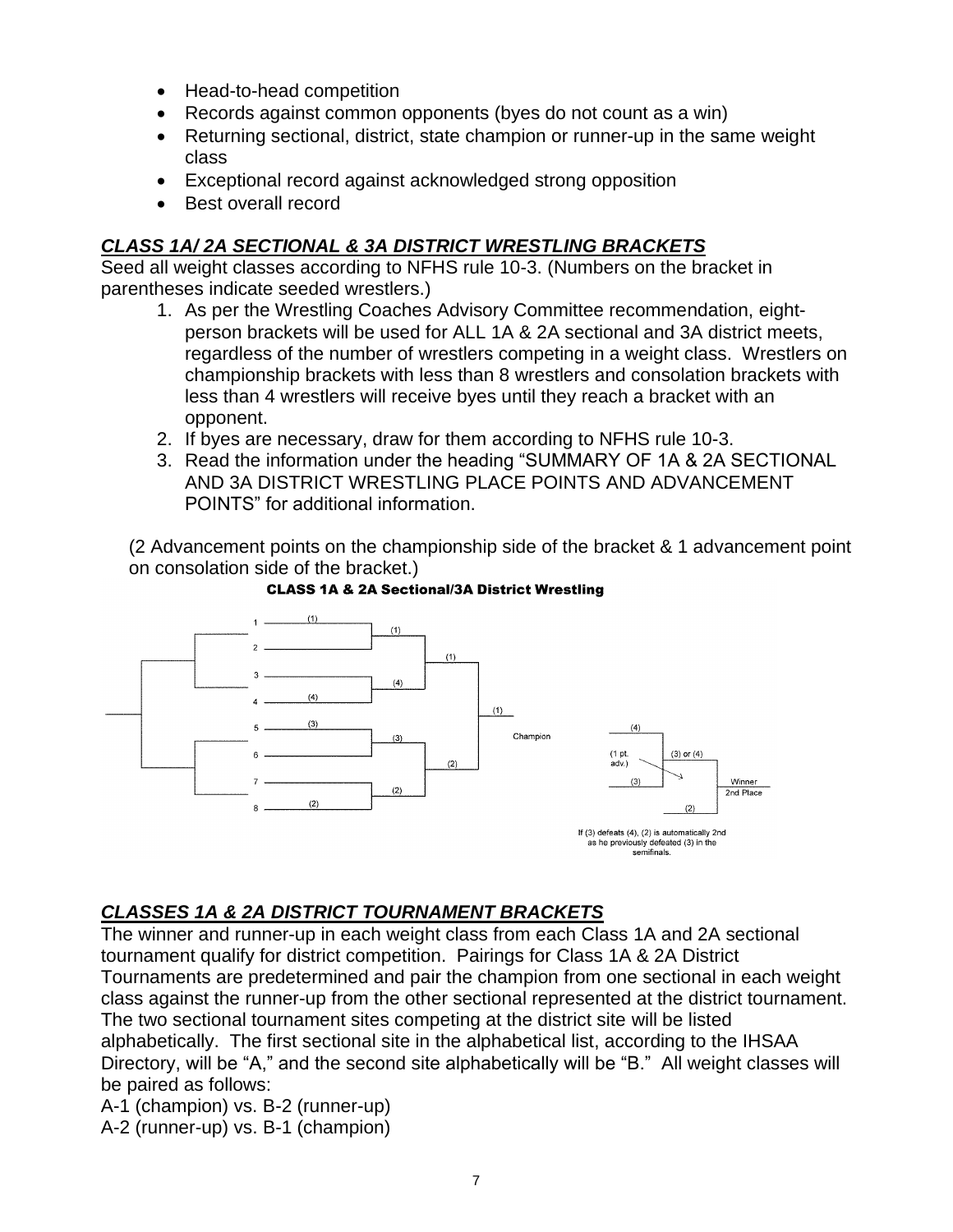- Head-to-head competition
- Records against common opponents (byes do not count as a win)
- Returning sectional, district, state champion or runner-up in the same weight class
- Exceptional record against acknowledged strong opposition
- Best overall record

### ***CLASS 1A/ 2A SECTIONAL & 3A DISTRICT WRESTLING BRACKETS***

Seed all weight classes according to NFHS rule 10-3. (Numbers on the bracket in parentheses indicate seeded wrestlers.)

1. As per the Wrestling Coaches Advisory Committee recommendation, eight-person brackets will be used for ALL 1A & 2A sectional and 3A district meets, regardless of the number of wrestlers competing in a weight class. Wrestlers on championship brackets with less than 8 wrestlers and consolation brackets with less than 4 wrestlers will receive byes until they reach a bracket with an opponent.
2. If byes are necessary, draw for them according to NFHS rule 10-3.
3. Read the information under the heading "SUMMARY OF 1A & 2A SECTIONAL AND 3A DISTRICT WRESTLING PLACE POINTS AND ADVANCEMENT POINTS" for additional information.

(2 Advancement points on the championship side of the bracket & 1 advancement point on consolation side of the bracket.)

**CLASS 1A & 2A Sectional/3A District Wrestling**

If (3) defeats (4), (2) is automatically 2nd as he previously defeated (3) in the semifinals.

### ***CLASSES 1A & 2A DISTRICT TOURNAMENT BRACKETS***

The winner and runner-up in each weight class from each Class 1A and 2A sectional tournament qualify for district competition. Pairings for Class 1A & 2A District Tournaments are predetermined and pair the champion from one sectional in each weight class against the runner-up from the other sectional represented at the district tournament. The two sectional tournament sites competing at the district site will be listed alphabetically. The first sectional site in the alphabetical list, according to the IHSAA Directory, will be "A," and the second site alphabetically will be "B." All weight classes will be paired as follows:

A-1 (champion) vs. B-2 (runner-up)
A-2 (runner-up) vs. B-1 (champion)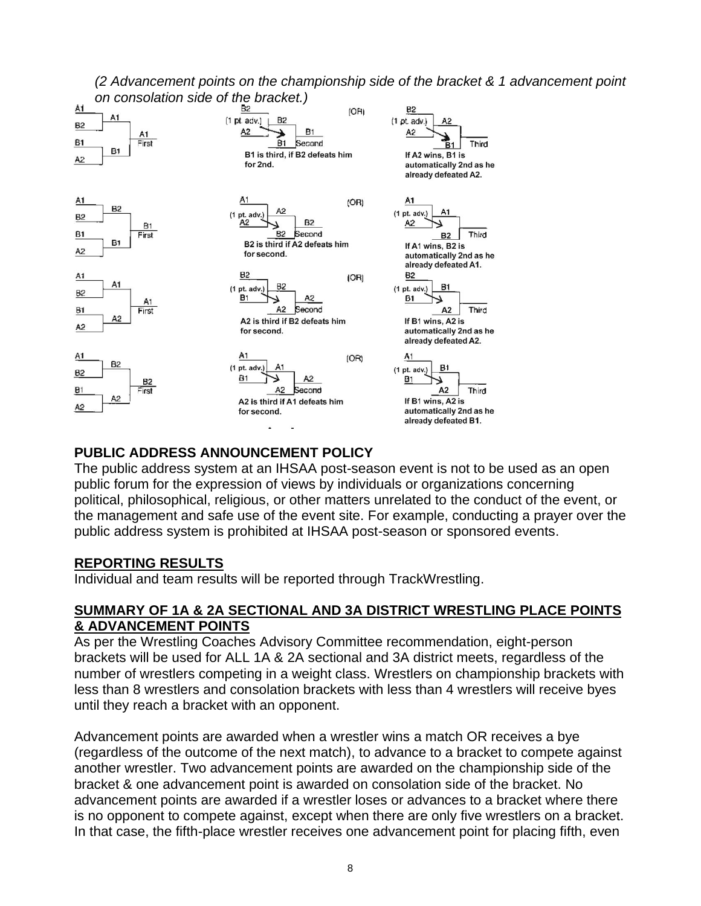*(2 Advancement points on the championship side of the bracket & 1 advancement point on consolation side of the bracket.)*

A1 vs B2 → A1; B1 vs A2 → B1; A1 First.
B2 (1 pt. adv.) vs A2 → B2; B2 vs B1 → B1 Second. B1 is third, if B2 defeats him for 2nd.
(OR)
B2 (1 pt. adv.) vs A2 → A2; A2 vs B1 → B1 Third. If A2 wins, B1 is automatically 2nd as he already defeated A2.

A1 vs B2 → B2; B1 vs A2 → B1; B1 First.
A1 (1 pt. adv.) vs A2 → A2; A2 vs B2 → B2 Second. B2 is third if A2 defeats him for second.
(OR)
A1 (1 pt. adv.) vs A2 → A1; A1 vs B2 → B2 Third. If A1 wins, B2 is automatically 2nd as he already defeated A1.

A1 vs B2 → A1; B1 vs A2 → A2; A1 First.
B2 (1 pt. adv.) vs B1 → B2; B2 vs A2 → A2 Second. A2 is third if B2 defeats him for second.
(OR)
B2 (1 pt. adv.) vs B1 → B1; B1 vs A2 → A2 Third. If B1 wins, A2 is automatically 2nd as he already defeated A2.

A1 vs B2 → B2; B1 vs A2 → A2; B2 First.
A1 (1 pt. adv.) vs B1 → A1; A1 vs A2 → A2 Second. A2 is third if A1 defeats him for second.
(OR)
A1 (1 pt. adv.) vs B1 → B1; B1 vs A2 → A2 Third. If B1 wins, A2 is automatically 2nd as he already defeated B1.

**PUBLIC ADDRESS ANNOUNCEMENT POLICY**

The public address system at an IHSAA post-season event is not to be used as an open public forum for the expression of views by individuals or organizations concerning political, philosophical, religious, or other matters unrelated to the conduct of the event, or the management and safe use of the event site. For example, conducting a prayer over the public address system is prohibited at IHSAA post-season or sponsored events.

**REPORTING RESULTS**

Individual and team results will be reported through TrackWrestling.

**SUMMARY OF 1A & 2A SECTIONAL AND 3A DISTRICT WRESTLING PLACE POINTS & ADVANCEMENT POINTS**

As per the Wrestling Coaches Advisory Committee recommendation, eight-person brackets will be used for ALL 1A & 2A sectional and 3A district meets, regardless of the number of wrestlers competing in a weight class. Wrestlers on championship brackets with less than 8 wrestlers and consolation brackets with less than 4 wrestlers will receive byes until they reach a bracket with an opponent.

Advancement points are awarded when a wrestler wins a match OR receives a bye (regardless of the outcome of the next match), to advance to a bracket to compete against another wrestler. Two advancement points are awarded on the championship side of the bracket & one advancement point is awarded on consolation side of the bracket. No advancement points are awarded if a wrestler loses or advances to a bracket where there is no opponent to compete against, except when there are only five wrestlers on a bracket. In that case, the fifth-place wrestler receives one advancement point for placing fifth, even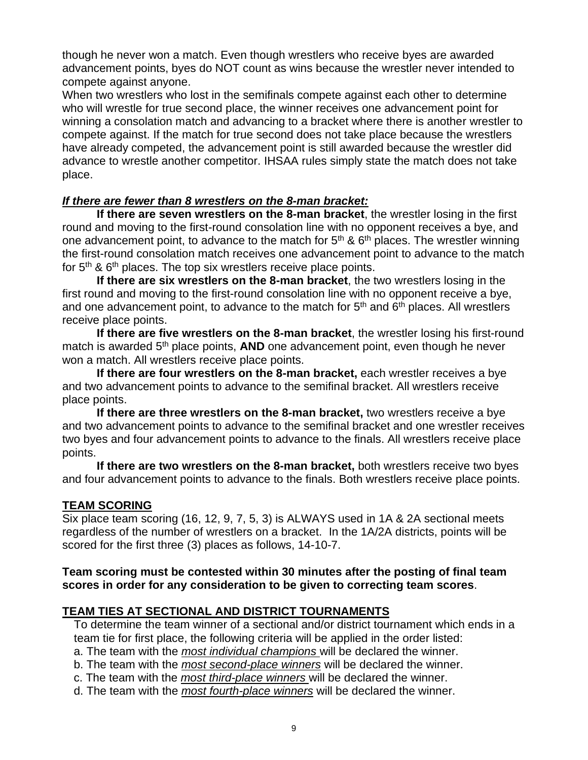though he never won a match. Even though wrestlers who receive byes are awarded advancement points, byes do NOT count as wins because the wrestler never intended to compete against anyone.

When two wrestlers who lost in the semifinals compete against each other to determine who will wrestle for true second place, the winner receives one advancement point for winning a consolation match and advancing to a bracket where there is another wrestler to compete against. If the match for true second does not take place because the wrestlers have already competed, the advancement point is still awarded because the wrestler did advance to wrestle another competitor. IHSAA rules simply state the match does not take place.

***If there are fewer than 8 wrestlers on the 8-man bracket:***

**If there are seven wrestlers on the 8-man bracket**, the wrestler losing in the first round and moving to the first-round consolation line with no opponent receives a bye, and one advancement point, to advance to the match for 5th & 6th places. The wrestler winning the first-round consolation match receives one advancement point to advance to the match for 5th & 6th places. The top six wrestlers receive place points.

**If there are six wrestlers on the 8-man bracket**, the two wrestlers losing in the first round and moving to the first-round consolation line with no opponent receive a bye, and one advancement point, to advance to the match for 5th and 6th places. All wrestlers receive place points.

**If there are five wrestlers on the 8-man bracket**, the wrestler losing his first-round match is awarded 5th place points, **AND** one advancement point, even though he never won a match. All wrestlers receive place points.

**If there are four wrestlers on the 8-man bracket,** each wrestler receives a bye and two advancement points to advance to the semifinal bracket. All wrestlers receive place points.

**If there are three wrestlers on the 8-man bracket,** two wrestlers receive a bye and two advancement points to advance to the semifinal bracket and one wrestler receives two byes and four advancement points to advance to the finals. All wrestlers receive place points.

**If there are two wrestlers on the 8-man bracket,** both wrestlers receive two byes and four advancement points to advance to the finals. Both wrestlers receive place points.

## TEAM SCORING

Six place team scoring (16, 12, 9, 7, 5, 3) is ALWAYS used in 1A & 2A sectional meets regardless of the number of wrestlers on a bracket. In the 1A/2A districts, points will be scored for the first three (3) places as follows, 14-10-7.

**Team scoring must be contested within 30 minutes after the posting of final team scores in order for any consideration to be given to correcting team scores**.

## TEAM TIES AT SECTIONAL AND DISTRICT TOURNAMENTS

To determine the team winner of a sectional and/or district tournament which ends in a team tie for first place, the following criteria will be applied in the order listed:

a. The team with the *most individual champions* will be declared the winner.
b. The team with the *most second-place winners* will be declared the winner.
c. The team with the *most third-place winners* will be declared the winner.
d. The team with the *most fourth-place winners* will be declared the winner.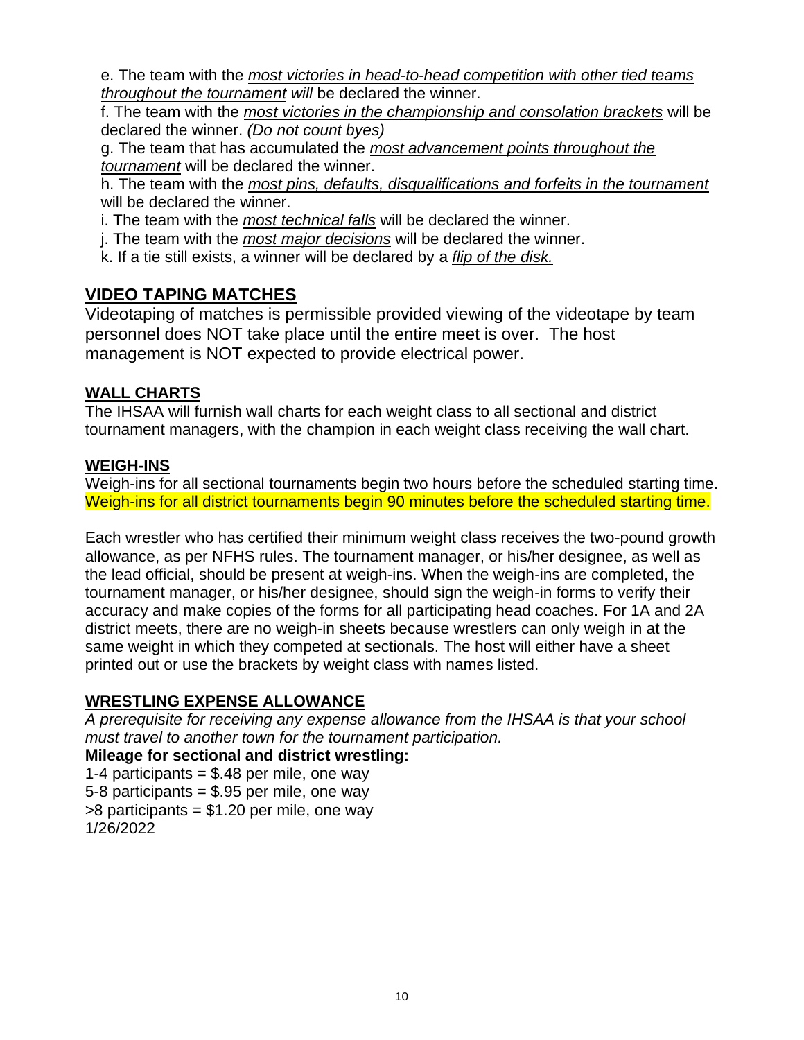e. The team with the *most victories in head-to-head competition with other tied teams throughout the tournament will* be declared the winner.
f. The team with the *most victories in the championship and consolation brackets* will be declared the winner. *(Do not count byes)*
g. The team that has accumulated the *most advancement points throughout the tournament* will be declared the winner.
h. The team with the *most pins, defaults, disqualifications and forfeits in the tournament* will be declared the winner.
i. The team with the *most technical falls* will be declared the winner.
j. The team with the *most major decisions* will be declared the winner.
k. If a tie still exists, a winner will be declared by a *flip of the disk.*

## VIDEO TAPING MATCHES

Videotaping of matches is permissible provided viewing of the videotape by team personnel does NOT take place until the entire meet is over. The host management is NOT expected to provide electrical power.

## WALL CHARTS

The IHSAA will furnish wall charts for each weight class to all sectional and district tournament managers, with the champion in each weight class receiving the wall chart.

## WEIGH-INS

Weigh-ins for all sectional tournaments begin two hours before the scheduled starting time. Weigh-ins for all district tournaments begin 90 minutes before the scheduled starting time.

Each wrestler who has certified their minimum weight class receives the two-pound growth allowance, as per NFHS rules. The tournament manager, or his/her designee, as well as the lead official, should be present at weigh-ins. When the weigh-ins are completed, the tournament manager, or his/her designee, should sign the weigh-in forms to verify their accuracy and make copies of the forms for all participating head coaches. For 1A and 2A district meets, there are no weigh-in sheets because wrestlers can only weigh in at the same weight in which they competed at sectionals. The host will either have a sheet printed out or use the brackets by weight class with names listed.

## WRESTLING EXPENSE ALLOWANCE

*A prerequisite for receiving any expense allowance from the IHSAA is that your school must travel to another town for the tournament participation.*

**Mileage for sectional and district wrestling:**

1-4 participants = $.48 per mile, one way
5-8 participants = $.95 per mile, one way
>8 participants = $1.20 per mile, one way
1/26/2022